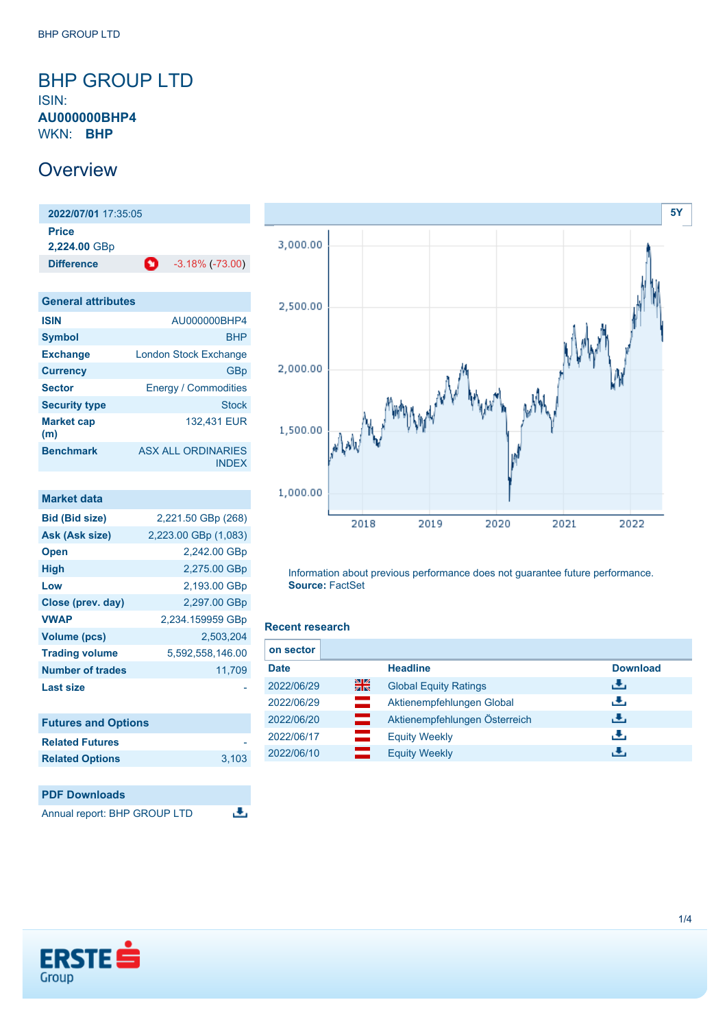# BHP GROUP LTD

ISIN:
**AU000000BHP4**
WKN: **BHP**

## Overview

| **2022/07/01** 17:35:05 | |
|---|---|
| **Price** **2,224.00** GBp | |
| **Difference** | -3.18% (-73.00) |

| General attributes | |
|---|---|
| ISIN | AU000000BHP4 |
| Symbol | BHP |
| Exchange | London Stock Exchange |
| Currency | GBp |
| Sector | Energy / Commodities |
| Security type | Stock |
| Market cap (m) | 132,431 EUR |
| Benchmark | ASX ALL ORDINARIES INDEX |

| Market data | |
|---|---|
| Bid (Bid size) | 2,221.50 GBp (268) |
| Ask (Ask size) | 2,223.00 GBp (1,083) |
| Open | 2,242.00 GBp |
| High | 2,275.00 GBp |
| Low | 2,193.00 GBp |
| Close (prev. day) | 2,297.00 GBp |
| VWAP | 2,234.159959 GBp |
| Volume (pcs) | 2,503,204 |
| Trading volume | 5,592,558,146.00 |
| Number of trades | 11,709 |
| Last size | - |

| Futures and Options | |
|---|---|
| Related Futures | - |
| Related Options | 3,103 |

| PDF Downloads |
|---|
| Annual report: BHP GROUP LTD |

Information about previous performance does not guarantee future performance.
**Source:** FactSet

### Recent research

| Date | | Headline | Download |
|---|---|---|---|
| 2022/06/29 | | Global Equity Ratings | |
| 2022/06/29 | | Aktienempfehlungen Global | |
| 2022/06/20 | | Aktienempfehlungen Österreich | |
| 2022/06/17 | | Equity Weekly | |
| 2022/06/10 | | Equity Weekly | |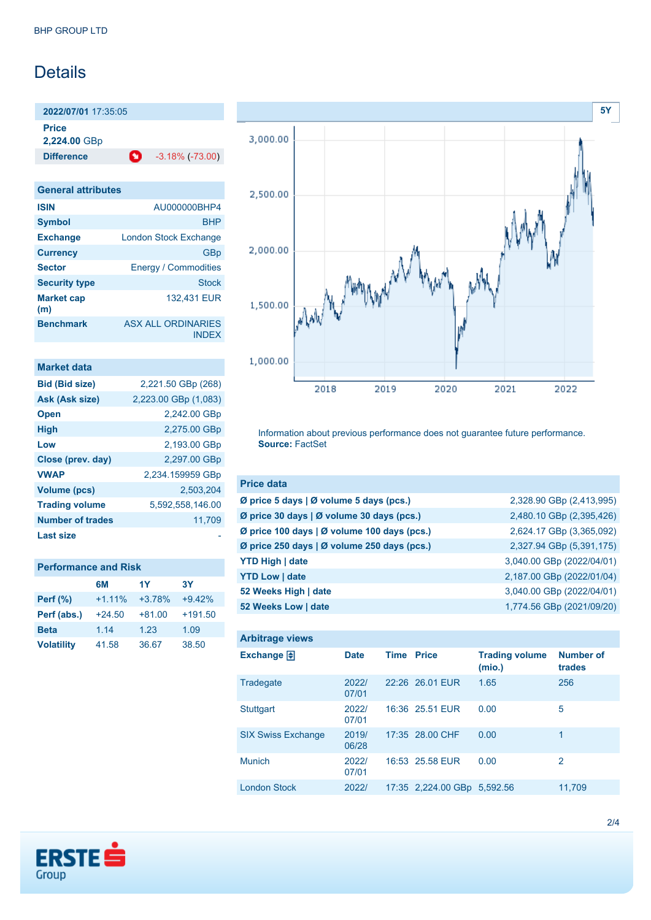# Details

| **2022/07/01** 17:35:05 | |
|---|---|
| **Price** | |
| **2,224.00** GBp | |
| **Difference** | -3.18% (-73.00) |

| General attributes | |
|---|---|
| **ISIN** | AU000000BHP4 |
| **Symbol** | BHP |
| **Exchange** | London Stock Exchange |
| **Currency** | GBp |
| **Sector** | Energy / Commodities |
| **Security type** | Stock |
| **Market cap (m)** | 132,431 EUR |
| **Benchmark** | ASX ALL ORDINARIES INDEX |

| Market data | |
|---|---|
| **Bid (Bid size)** | 2,221.50 GBp (268) |
| **Ask (Ask size)** | 2,223.00 GBp (1,083) |
| **Open** | 2,242.00 GBp |
| **High** | 2,275.00 GBp |
| **Low** | 2,193.00 GBp |
| **Close (prev. day)** | 2,297.00 GBp |
| **VWAP** | 2,234.159959 GBp |
| **Volume (pcs)** | 2,503,204 |
| **Trading volume** | 5,592,558,146.00 |
| **Number of trades** | 11,709 |
| **Last size** | - |

| Performance and Risk | 6M | 1Y | 3Y |
|---|---|---|---|
| **Perf (%)** | +1.11% | +3.78% | +9.42% |
| **Perf (abs.)** | +24.50 | +81.00 | +191.50 |
| **Beta** | 1.14 | 1.23 | 1.09 |
| **Volatility** | 41.58 | 36.67 | 38.50 |

Information about previous performance does not guarantee future performance.
**Source:** FactSet

| Price data | |
|---|---|
| **Ø price 5 days \| Ø volume 5 days (pcs.)** | 2,328.90 GBp (2,413,995) |
| **Ø price 30 days \| Ø volume 30 days (pcs.)** | 2,480.10 GBp (2,395,426) |
| **Ø price 100 days \| Ø volume 100 days (pcs.)** | 2,624.17 GBp (3,365,092) |
| **Ø price 250 days \| Ø volume 250 days (pcs.)** | 2,327.94 GBp (5,391,175) |
| **YTD High \| date** | 3,040.00 GBp (2022/04/01) |
| **YTD Low \| date** | 2,187.00 GBp (2022/01/04) |
| **52 Weeks High \| date** | 3,040.00 GBp (2022/04/01) |
| **52 Weeks Low \| date** | 1,774.56 GBp (2021/09/20) |

**Arbitrage views**

| Exchange | Date | Time | Price | Trading volume (mio.) | Number of trades |
|---|---|---|---|---|---|
| Tradegate | 2022/07/01 | 22:26 | 26.01 EUR | 1.65 | 256 |
| Stuttgart | 2022/07/01 | 16:36 | 25.51 EUR | 0.00 | 5 |
| SIX Swiss Exchange | 2019/06/28 | 17:35 | 28.00 CHF | 0.00 | 1 |
| Munich | 2022/07/01 | 16:53 | 25.58 EUR | 0.00 | 2 |
| London Stock | 2022/ | 17:35 | 2,224.00 GBp | 5,592.56 | 11,709 |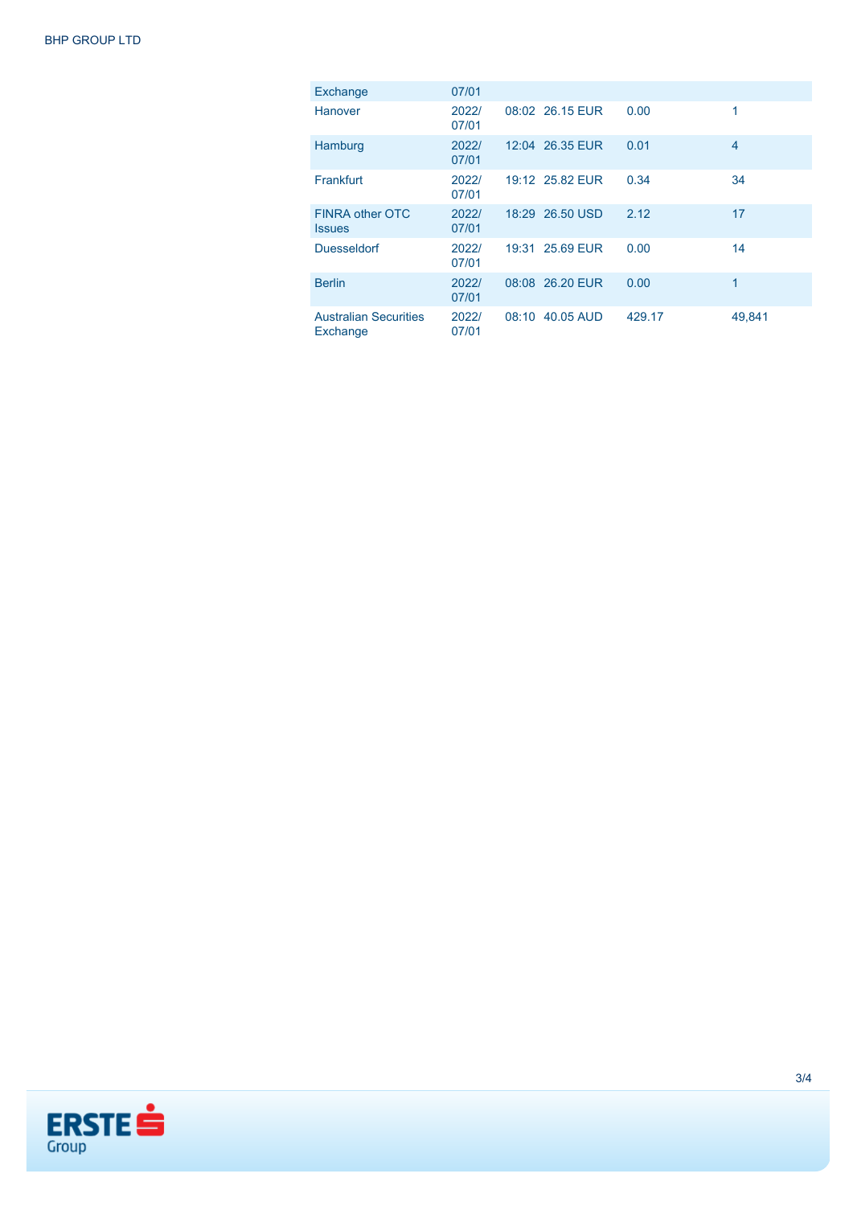| | | | | | |
|---|---|---|---|---|---|
| Exchange | 07/01 | | | | |
| Hanover | 2022/ 07/01 | 08:02 | 26.15 EUR | 0.00 | 1 |
| Hamburg | 2022/ 07/01 | 12:04 | 26.35 EUR | 0.01 | 4 |
| Frankfurt | 2022/ 07/01 | 19:12 | 25.82 EUR | 0.34 | 34 |
| FINRA other OTC Issues | 2022/ 07/01 | 18:29 | 26.50 USD | 2.12 | 17 |
| Duesseldorf | 2022/ 07/01 | 19:31 | 25.69 EUR | 0.00 | 14 |
| Berlin | 2022/ 07/01 | 08:08 | 26.20 EUR | 0.00 | 1 |
| Australian Securities Exchange | 2022/ 07/01 | 08:10 | 40.05 AUD | 429.17 | 49,841 |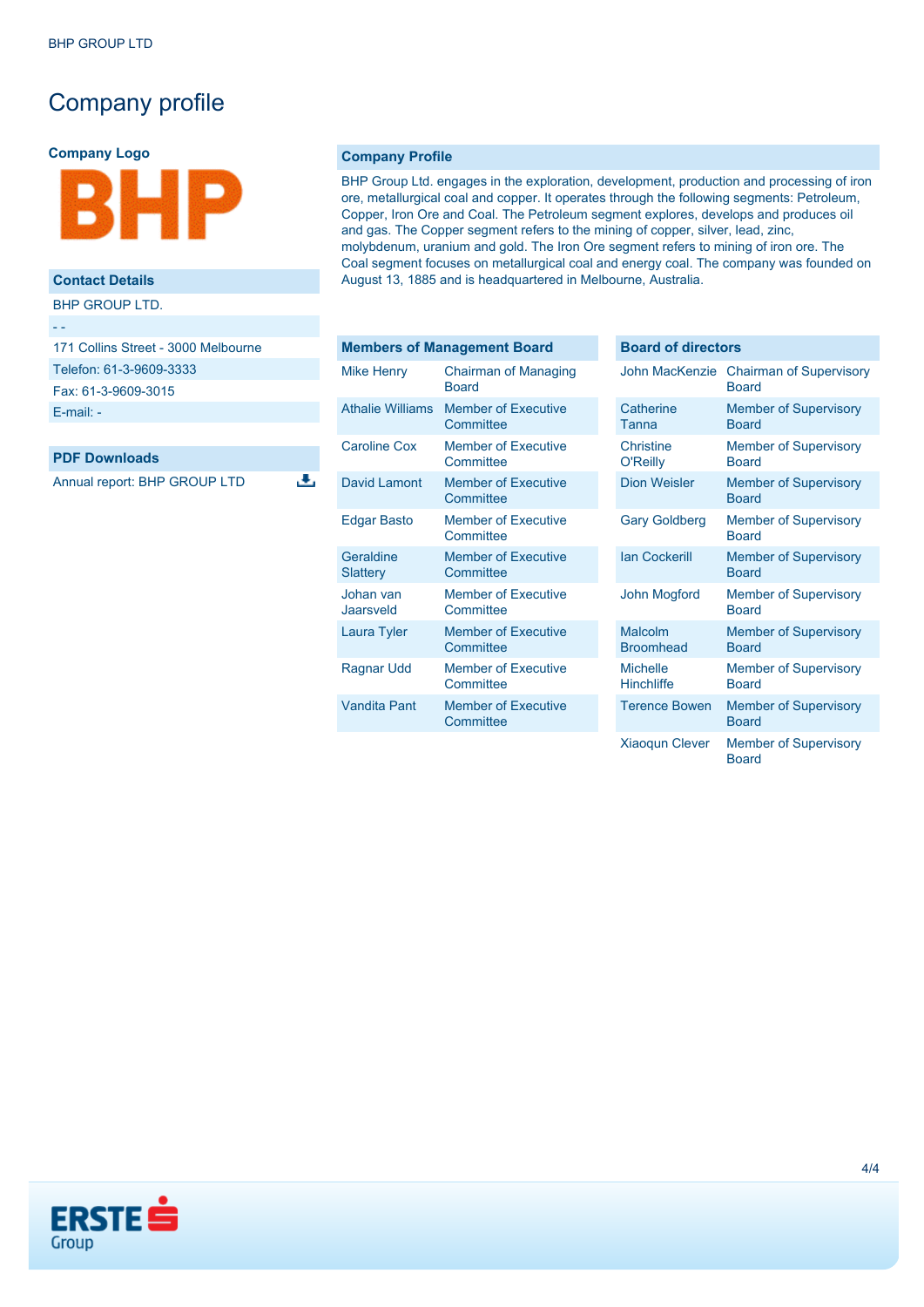# Company profile

**Company Logo**

### Contact Details

BHP GROUP LTD.

- -

171 Collins Street - 3000 Melbourne

Telefon: 61-3-9609-3333

Fax: 61-3-9609-3015

E-mail: -

### PDF Downloads

Annual report: BHP GROUP LTD

### Company Profile

BHP Group Ltd. engages in the exploration, development, production and processing of iron ore, metallurgical coal and copper. It operates through the following segments: Petroleum, Copper, Iron Ore and Coal. The Petroleum segment explores, develops and produces oil and gas. The Copper segment refers to the mining of copper, silver, lead, zinc, molybdenum, uranium and gold. The Iron Ore segment refers to mining of iron ore. The Coal segment focuses on metallurgical coal and energy coal. The company was founded on August 13, 1885 and is headquartered in Melbourne, Australia.

### Members of Management Board

| | |
|---|---|
| Mike Henry | Chairman of Managing Board |
| Athalie Williams | Member of Executive Committee |
| Caroline Cox | Member of Executive Committee |
| David Lamont | Member of Executive Committee |
| Edgar Basto | Member of Executive Committee |
| Geraldine Slattery | Member of Executive Committee |
| Johan van Jaarsveld | Member of Executive Committee |
| Laura Tyler | Member of Executive Committee |
| Ragnar Udd | Member of Executive Committee |
| Vandita Pant | Member of Executive Committee |

### Board of directors

| | |
|---|---|
| John MacKenzie | Chairman of Supervisory Board |
| Catherine Tanna | Member of Supervisory Board |
| Christine O'Reilly | Member of Supervisory Board |
| Dion Weisler | Member of Supervisory Board |
| Gary Goldberg | Member of Supervisory Board |
| Ian Cockerill | Member of Supervisory Board |
| John Mogford | Member of Supervisory Board |
| Malcolm Broomhead | Member of Supervisory Board |
| Michelle Hinchliffe | Member of Supervisory Board |
| Terence Bowen | Member of Supervisory Board |
| Xiaoqun Clever | Member of Supervisory Board |